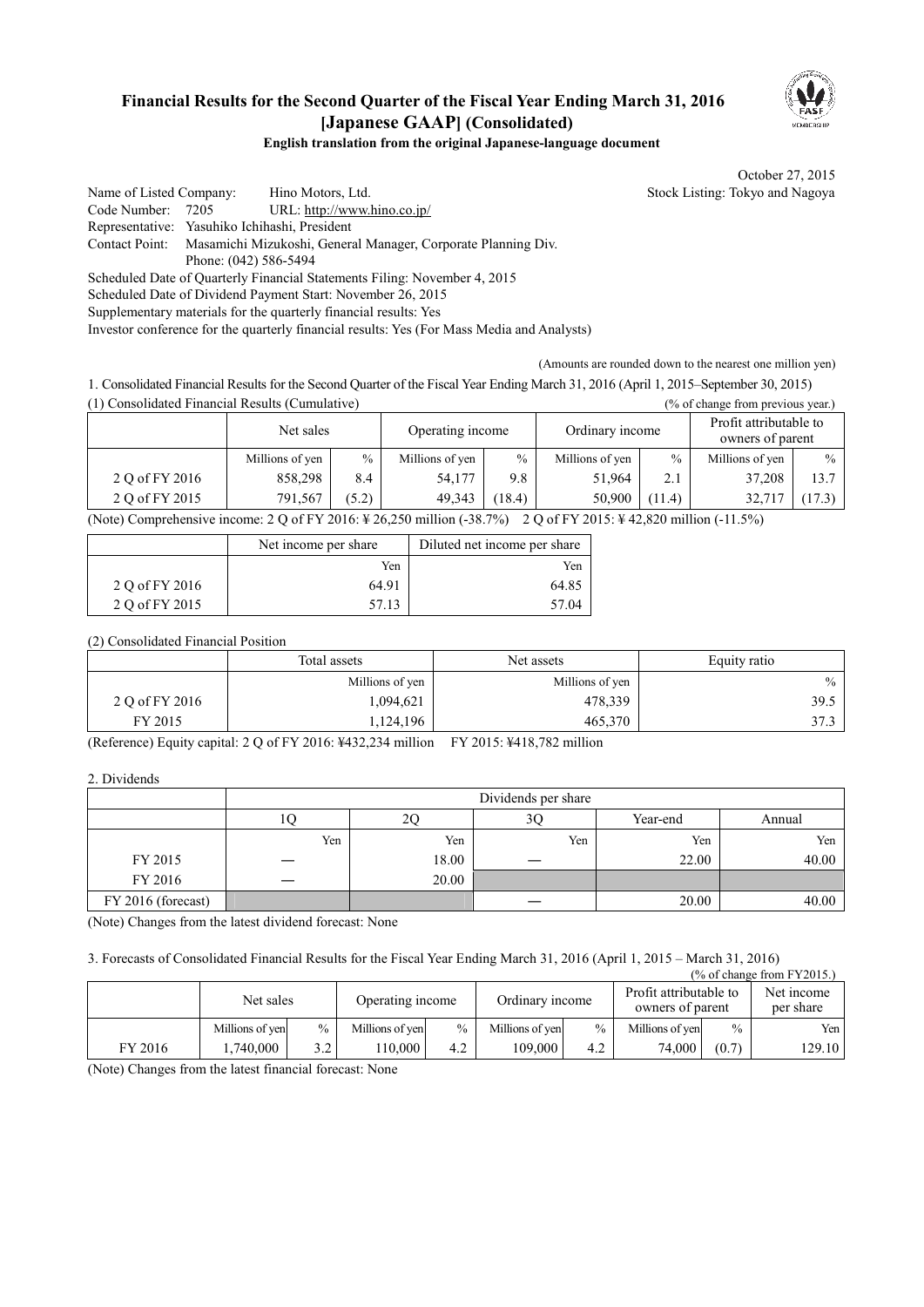# Financial Results for the Second Quarter of the Fiscal Year Ending March 31, 2016 [Japanese GAAP] (Consolidated)

**English translation from the original Japanese-language document**

October 27, 2015

Name of Listed Company: Hino Motors, Ltd. Stock Listing: Tokyo and Nagoya
Code Number: 7205 URL: http://www.hino.co.jp/
Representative: Yasuhiko Ichihashi, President
Contact Point: Masamichi Mizukoshi, General Manager, Corporate Planning Div.
Phone: (042) 586-5494
Scheduled Date of Quarterly Financial Statements Filing: November 4, 2015
Scheduled Date of Dividend Payment Start: November 26, 2015
Supplementary materials for the quarterly financial results: Yes
Investor conference for the quarterly financial results: Yes (For Mass Media and Analysts)

(Amounts are rounded down to the nearest one million yen)

1. Consolidated Financial Results for the Second Quarter of the Fiscal Year Ending March 31, 2016 (April 1, 2015–September 30, 2015)

(1) Consolidated Financial Results (Cumulative) (% of change from previous year.)

| | Net sales | | Operating income | | Ordinary income | | Profit attributable to owners of parent | |
|---|---|---|---|---|---|---|---|---|
| | Millions of yen | % | Millions of yen | % | Millions of yen | % | Millions of yen | % |
| 2 Q of FY 2016 | 858,298 | 8.4 | 54,177 | 9.8 | 51,964 | 2.1 | 37,208 | 13.7 |
| 2 Q of FY 2015 | 791,567 | (5.2) | 49,343 | (18.4) | 50,900 | (11.4) | 32,717 | (17.3) |

(Note) Comprehensive income: 2 Q of FY 2016: ¥ 26,250 million (-38.7%) 2 Q of FY 2015: ¥ 42,820 million (-11.5%)

| | Net income per share | Diluted net income per share |
|---|---|---|
| | Yen | Yen |
| 2 Q of FY 2016 | 64.91 | 64.85 |
| 2 Q of FY 2015 | 57.13 | 57.04 |

(2) Consolidated Financial Position

| | Total assets | Net assets | Equity ratio |
|---|---|---|---|
| | Millions of yen | Millions of yen | % |
| 2 Q of FY 2016 | 1,094,621 | 478,339 | 39.5 |
| FY 2015 | 1,124,196 | 465,370 | 37.3 |

(Reference) Equity capital: 2 Q of FY 2016: ¥432,234 million FY 2015: ¥418,782 million

2. Dividends

| | Dividends per share | | | | |
|---|---|---|---|---|---|
| | 1Q | 2Q | 3Q | Year-end | Annual |
| | Yen | Yen | Yen | Yen | Yen |
| FY 2015 | ― | 18.00 | ― | 22.00 | 40.00 |
| FY 2016 | ― | 20.00 | | | |
| FY 2016 (forecast) | | | ― | 20.00 | 40.00 |

(Note) Changes from the latest dividend forecast: None

3. Forecasts of Consolidated Financial Results for the Fiscal Year Ending March 31, 2016 (April 1, 2015 – March 31, 2016)

(% of change from FY2015.)

| | Net sales | | Operating income | | Ordinary income | | Profit attributable to owners of parent | | Net income per share |
|---|---|---|---|---|---|---|---|---|---|
| | Millions of yen | % | Millions of yen | % | Millions of yen | % | Millions of yen | % | Yen |
| FY 2016 | 1,740,000 | 3.2 | 110,000 | 4.2 | 109,000 | 4.2 | 74,000 | (0.7) | 129.10 |

(Note) Changes from the latest financial forecast: None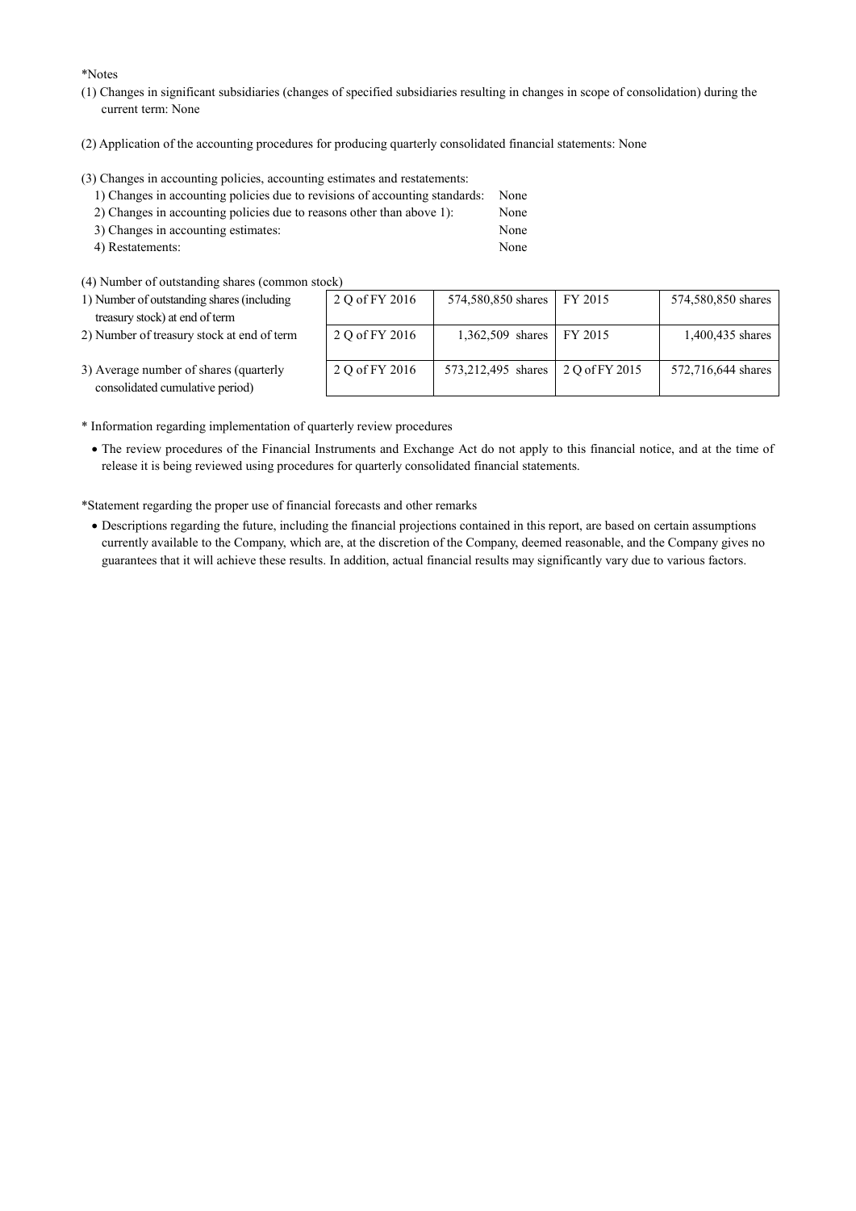*Notes

(1) Changes in significant subsidiaries (changes of specified subsidiaries resulting in changes in scope of consolidation) during the current term: None

(2) Application of the accounting procedures for producing quarterly consolidated financial statements: None

(3) Changes in accounting policies, accounting estimates and restatements:

1) Changes in accounting policies due to revisions of accounting standards: None
2) Changes in accounting policies due to reasons other than above 1): None
3) Changes in accounting estimates: None
4) Restatements: None

(4) Number of outstanding shares (common stock)

| | | | | |
|---|---|---|---|---|
| 1) Number of outstanding shares (including treasury stock) at end of term | 2 Q of FY 2016 | 574,580,850 shares | FY 2015 | 574,580,850 shares |
| 2) Number of treasury stock at end of term | 2 Q of FY 2016 | 1,362,509 shares | FY 2015 | 1,400,435 shares |
| 3) Average number of shares (quarterly consolidated cumulative period) | 2 Q of FY 2016 | 573,212,495 shares | 2 Q of FY 2015 | 572,716,644 shares |

* Information regarding implementation of quarterly review procedures

- The review procedures of the Financial Instruments and Exchange Act do not apply to this financial notice, and at the time of release it is being reviewed using procedures for quarterly consolidated financial statements.

*Statement regarding the proper use of financial forecasts and other remarks

- Descriptions regarding the future, including the financial projections contained in this report, are based on certain assumptions currently available to the Company, which are, at the discretion of the Company, deemed reasonable, and the Company gives no guarantees that it will achieve these results. In addition, actual financial results may significantly vary due to various factors.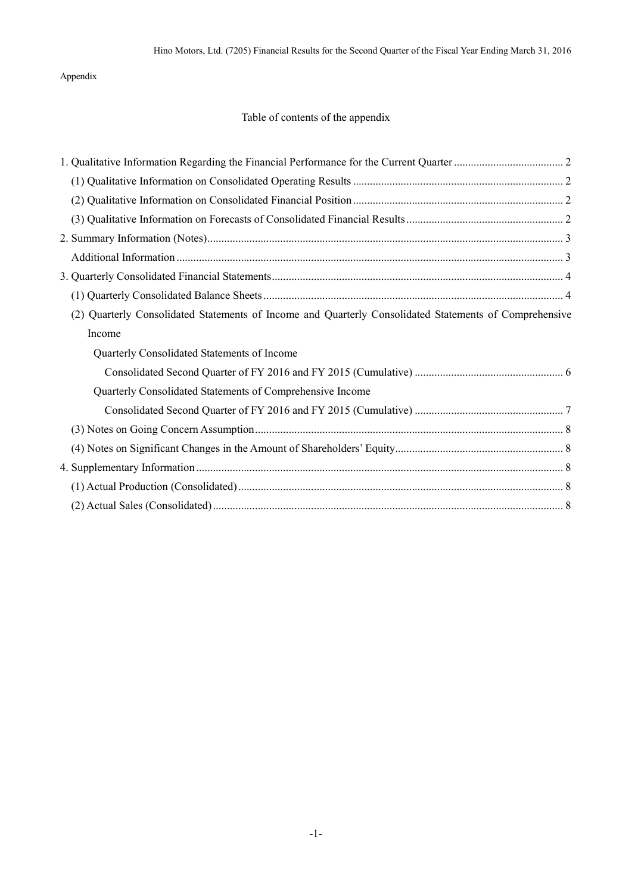Appendix

## Table of contents of the appendix

1. Qualitative Information Regarding the Financial Performance for the Current Quarter ....................................... 2
   - (1) Qualitative Information on Consolidated Operating Results ........................................................................... 2
   - (2) Qualitative Information on Consolidated Financial Position ........................................................................... 2
   - (3) Qualitative Information on Forecasts of Consolidated Financial Results ........................................................ 2
2. Summary Information (Notes) ............................................................................................................................. 3
   - Additional Information ........................................................................................................................................ 3
3. Quarterly Consolidated Financial Statements ....................................................................................................... 4
   - (1) Quarterly Consolidated Balance Sheets .......................................................................................................... 4
   - (2) Quarterly Consolidated Statements of Income and Quarterly Consolidated Statements of Comprehensive Income
     - Quarterly Consolidated Statements of Income
       - Consolidated Second Quarter of FY 2016 and FY 2015 (Cumulative) .................................................... 6
     - Quarterly Consolidated Statements of Comprehensive Income
       - Consolidated Second Quarter of FY 2016 and FY 2015 (Cumulative) .................................................... 7
   - (3) Notes on Going Concern Assumption ............................................................................................................ 8
   - (4) Notes on Significant Changes in the Amount of Shareholders' Equity ........................................................... 8
4. Supplementary Information ................................................................................................................................. 8
   - (1) Actual Production (Consolidated) ................................................................................................................... 8
   - (2) Actual Sales (Consolidated) ............................................................................................................................ 8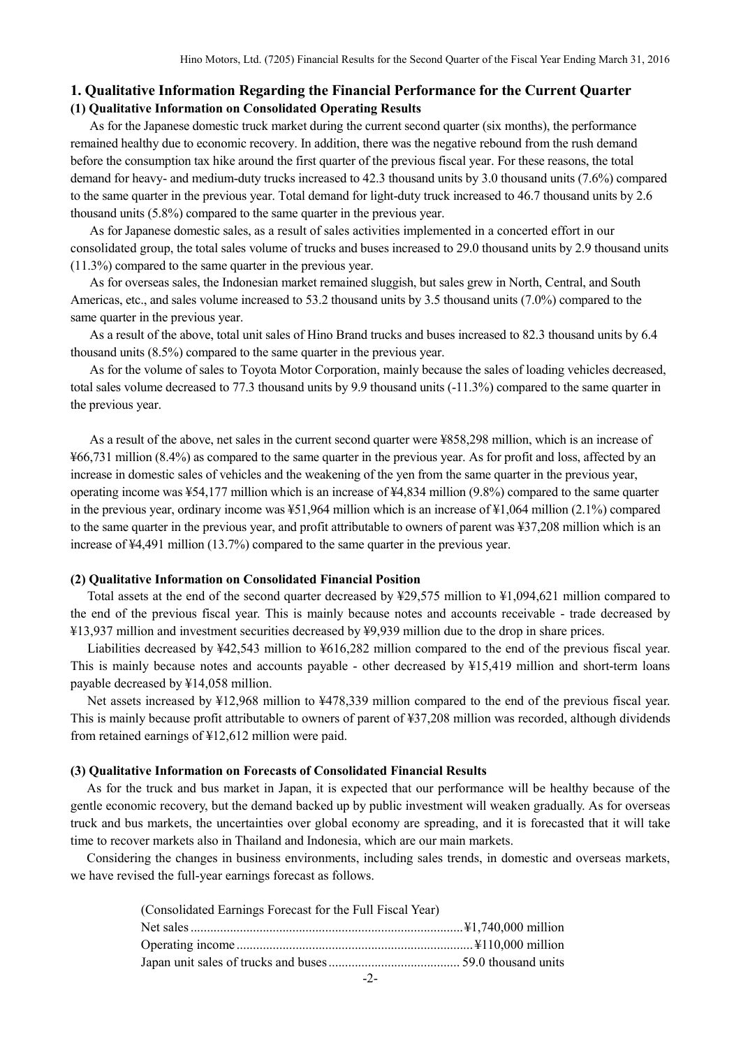# 1. Qualitative Information Regarding the Financial Performance for the Current Quarter

## (1) Qualitative Information on Consolidated Operating Results

As for the Japanese domestic truck market during the current second quarter (six months), the performance remained healthy due to economic recovery. In addition, there was the negative rebound from the rush demand before the consumption tax hike around the first quarter of the previous fiscal year. For these reasons, the total demand for heavy- and medium-duty trucks increased to 42.3 thousand units by 3.0 thousand units (7.6%) compared to the same quarter in the previous year. Total demand for light-duty truck increased to 46.7 thousand units by 2.6 thousand units (5.8%) compared to the same quarter in the previous year.

As for Japanese domestic sales, as a result of sales activities implemented in a concerted effort in our consolidated group, the total sales volume of trucks and buses increased to 29.0 thousand units by 2.9 thousand units (11.3%) compared to the same quarter in the previous year.

As for overseas sales, the Indonesian market remained sluggish, but sales grew in North, Central, and South Americas, etc., and sales volume increased to 53.2 thousand units by 3.5 thousand units (7.0%) compared to the same quarter in the previous year.

As a result of the above, total unit sales of Hino Brand trucks and buses increased to 82.3 thousand units by 6.4 thousand units (8.5%) compared to the same quarter in the previous year.

As for the volume of sales to Toyota Motor Corporation, mainly because the sales of loading vehicles decreased, total sales volume decreased to 77.3 thousand units by 9.9 thousand units (-11.3%) compared to the same quarter in the previous year.

As a result of the above, net sales in the current second quarter were ¥858,298 million, which is an increase of ¥66,731 million (8.4%) as compared to the same quarter in the previous year. As for profit and loss, affected by an increase in domestic sales of vehicles and the weakening of the yen from the same quarter in the previous year, operating income was ¥54,177 million which is an increase of ¥4,834 million (9.8%) compared to the same quarter in the previous year, ordinary income was ¥51,964 million which is an increase of ¥1,064 million (2.1%) compared to the same quarter in the previous year, and profit attributable to owners of parent was ¥37,208 million which is an increase of ¥4,491 million (13.7%) compared to the same quarter in the previous year.

## (2) Qualitative Information on Consolidated Financial Position

Total assets at the end of the second quarter decreased by ¥29,575 million to ¥1,094,621 million compared to the end of the previous fiscal year. This is mainly because notes and accounts receivable - trade decreased by ¥13,937 million and investment securities decreased by ¥9,939 million due to the drop in share prices.

Liabilities decreased by ¥42,543 million to ¥616,282 million compared to the end of the previous fiscal year. This is mainly because notes and accounts payable - other decreased by ¥15,419 million and short-term loans payable decreased by ¥14,058 million.

Net assets increased by ¥12,968 million to ¥478,339 million compared to the end of the previous fiscal year. This is mainly because profit attributable to owners of parent of ¥37,208 million was recorded, although dividends from retained earnings of ¥12,612 million were paid.

## (3) Qualitative Information on Forecasts of Consolidated Financial Results

As for the truck and bus market in Japan, it is expected that our performance will be healthy because of the gentle economic recovery, but the demand backed up by public investment will weaken gradually. As for overseas truck and bus markets, the uncertainties over global economy are spreading, and it is forecasted that it will take time to recover markets also in Thailand and Indonesia, which are our main markets.

Considering the changes in business environments, including sales trends, in domestic and overseas markets, we have revised the full-year earnings forecast as follows.

(Consolidated Earnings Forecast for the Full Fiscal Year)

| | |
|---|---|
| Net sales | ¥1,740,000 million |
| Operating income | ¥110,000 million |
| Japan unit sales of trucks and buses | 59.0 thousand units |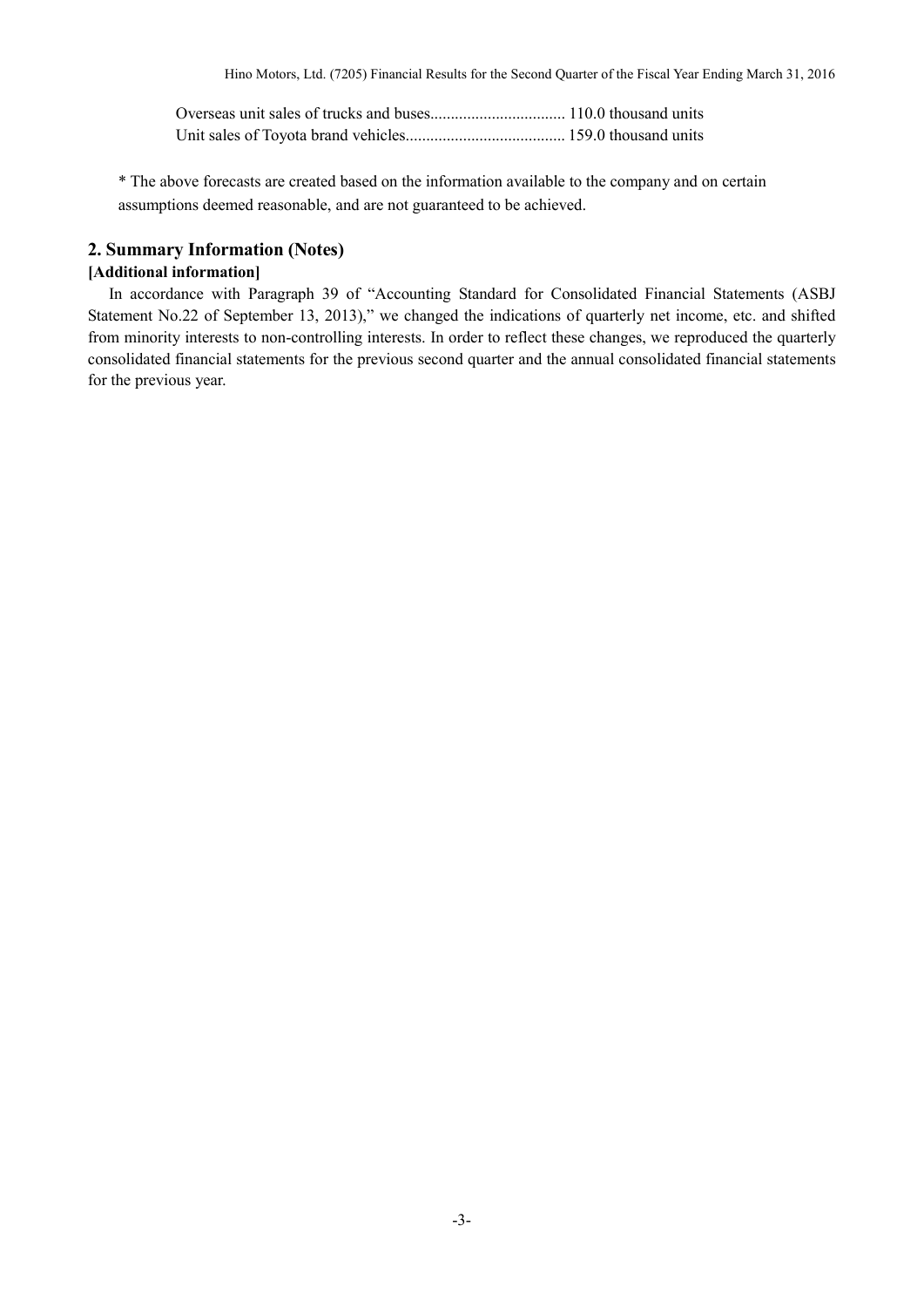Overseas unit sales of trucks and buses................................. 110.0 thousand units
Unit sales of Toyota brand vehicles....................................... 159.0 thousand units

* The above forecasts are created based on the information available to the company and on certain assumptions deemed reasonable, and are not guaranteed to be achieved.

## 2. Summary Information (Notes)

**[Additional information]**

In accordance with Paragraph 39 of "Accounting Standard for Consolidated Financial Statements (ASBJ Statement No.22 of September 13, 2013)," we changed the indications of quarterly net income, etc. and shifted from minority interests to non-controlling interests. In order to reflect these changes, we reproduced the quarterly consolidated financial statements for the previous second quarter and the annual consolidated financial statements for the previous year.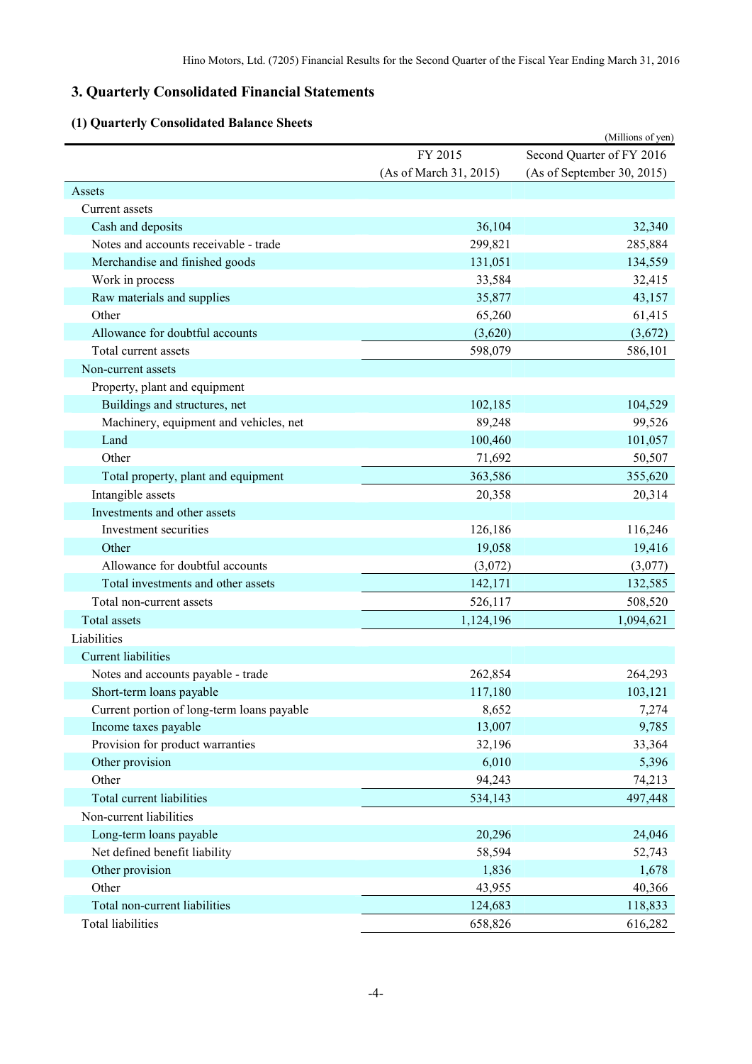## 3. Quarterly Consolidated Financial Statements

### (1) Quarterly Consolidated Balance Sheets

(Millions of yen)

| | FY 2015 (As of March 31, 2015) | Second Quarter of FY 2016 (As of September 30, 2015) |
|---|---|---|
| Assets | | |
| Current assets | | |
| Cash and deposits | 36,104 | 32,340 |
| Notes and accounts receivable - trade | 299,821 | 285,884 |
| Merchandise and finished goods | 131,051 | 134,559 |
| Work in process | 33,584 | 32,415 |
| Raw materials and supplies | 35,877 | 43,157 |
| Other | 65,260 | 61,415 |
| Allowance for doubtful accounts | (3,620) | (3,672) |
| Total current assets | 598,079 | 586,101 |
| Non-current assets | | |
| Property, plant and equipment | | |
| Buildings and structures, net | 102,185 | 104,529 |
| Machinery, equipment and vehicles, net | 89,248 | 99,526 |
| Land | 100,460 | 101,057 |
| Other | 71,692 | 50,507 |
| Total property, plant and equipment | 363,586 | 355,620 |
| Intangible assets | 20,358 | 20,314 |
| Investments and other assets | | |
| Investment securities | 126,186 | 116,246 |
| Other | 19,058 | 19,416 |
| Allowance for doubtful accounts | (3,072) | (3,077) |
| Total investments and other assets | 142,171 | 132,585 |
| Total non-current assets | 526,117 | 508,520 |
| Total assets | 1,124,196 | 1,094,621 |
| Liabilities | | |
| Current liabilities | | |
| Notes and accounts payable - trade | 262,854 | 264,293 |
| Short-term loans payable | 117,180 | 103,121 |
| Current portion of long-term loans payable | 8,652 | 7,274 |
| Income taxes payable | 13,007 | 9,785 |
| Provision for product warranties | 32,196 | 33,364 |
| Other provision | 6,010 | 5,396 |
| Other | 94,243 | 74,213 |
| Total current liabilities | 534,143 | 497,448 |
| Non-current liabilities | | |
| Long-term loans payable | 20,296 | 24,046 |
| Net defined benefit liability | 58,594 | 52,743 |
| Other provision | 1,836 | 1,678 |
| Other | 43,955 | 40,366 |
| Total non-current liabilities | 124,683 | 118,833 |
| Total liabilities | 658,826 | 616,282 |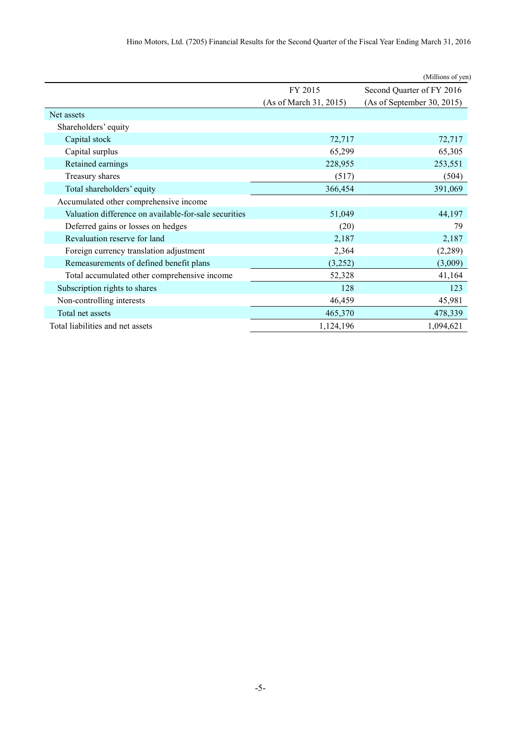(Millions of yen)

| | FY 2015 (As of March 31, 2015) | Second Quarter of FY 2016 (As of September 30, 2015) |
|---|---|---|
| Net assets | | |
| Shareholders' equity | | |
| Capital stock | 72,717 | 72,717 |
| Capital surplus | 65,299 | 65,305 |
| Retained earnings | 228,955 | 253,551 |
| Treasury shares | (517) | (504) |
| Total shareholders' equity | 366,454 | 391,069 |
| Accumulated other comprehensive income | | |
| Valuation difference on available-for-sale securities | 51,049 | 44,197 |
| Deferred gains or losses on hedges | (20) | 79 |
| Revaluation reserve for land | 2,187 | 2,187 |
| Foreign currency translation adjustment | 2,364 | (2,289) |
| Remeasurements of defined benefit plans | (3,252) | (3,009) |
| Total accumulated other comprehensive income | 52,328 | 41,164 |
| Subscription rights to shares | 128 | 123 |
| Non-controlling interests | 46,459 | 45,981 |
| Total net assets | 465,370 | 478,339 |
| Total liabilities and net assets | 1,124,196 | 1,094,621 |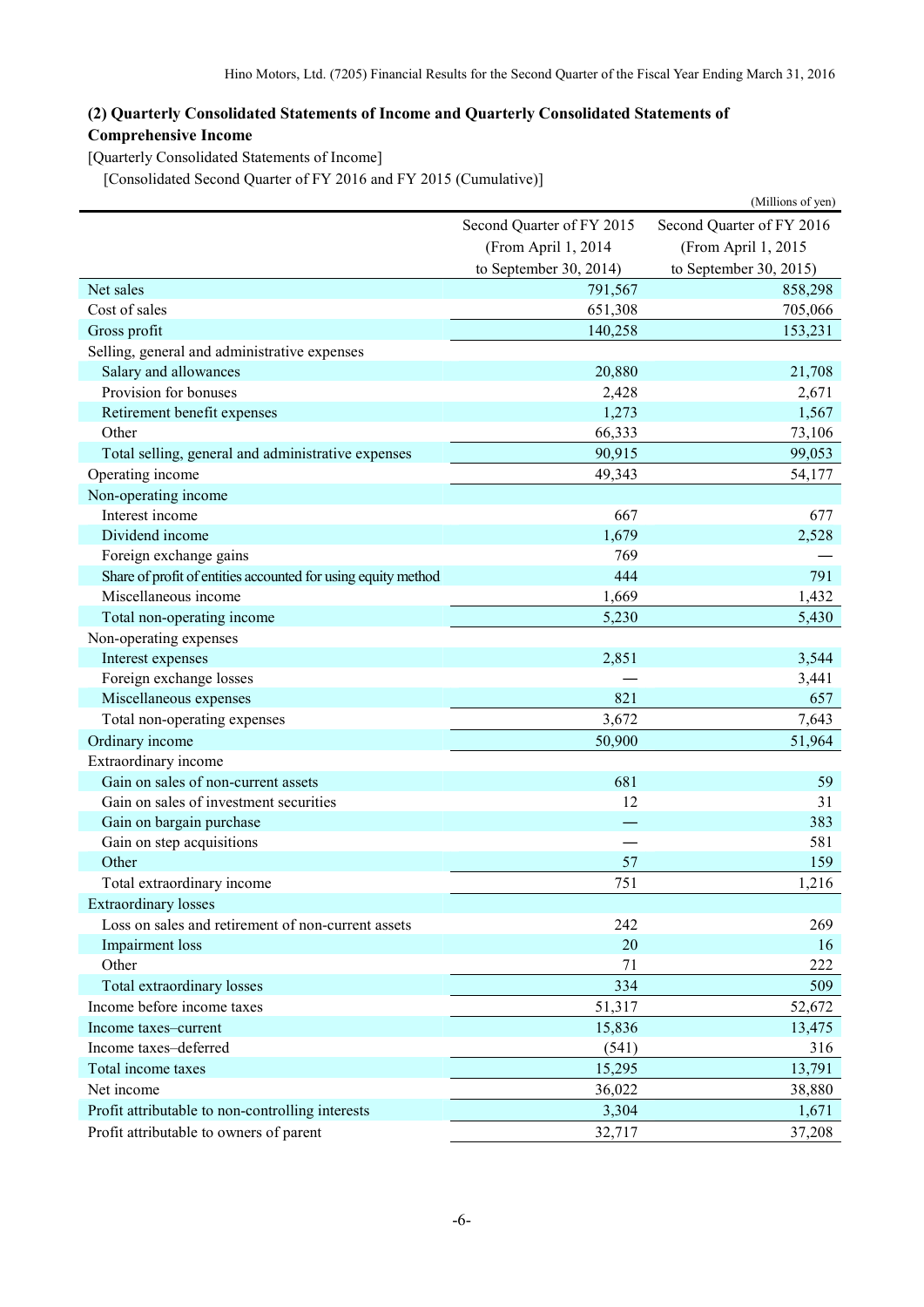## (2) Quarterly Consolidated Statements of Income and Quarterly Consolidated Statements of Comprehensive Income

[Quarterly Consolidated Statements of Income]

[Consolidated Second Quarter of FY 2016 and FY 2015 (Cumulative)]

(Millions of yen)

| | Second Quarter of FY 2015 (From April 1, 2014 to September 30, 2014) | Second Quarter of FY 2016 (From April 1, 2015 to September 30, 2015) |
|---|---|---|
| Net sales | 791,567 | 858,298 |
| Cost of sales | 651,308 | 705,066 |
| Gross profit | 140,258 | 153,231 |
| Selling, general and administrative expenses | | |
| Salary and allowances | 20,880 | 21,708 |
| Provision for bonuses | 2,428 | 2,671 |
| Retirement benefit expenses | 1,273 | 1,567 |
| Other | 66,333 | 73,106 |
| Total selling, general and administrative expenses | 90,915 | 99,053 |
| Operating income | 49,343 | 54,177 |
| Non-operating income | | |
| Interest income | 667 | 677 |
| Dividend income | 1,679 | 2,528 |
| Foreign exchange gains | 769 | — |
| Share of profit of entities accounted for using equity method | 444 | 791 |
| Miscellaneous income | 1,669 | 1,432 |
| Total non-operating income | 5,230 | 5,430 |
| Non-operating expenses | | |
| Interest expenses | 2,851 | 3,544 |
| Foreign exchange losses | — | 3,441 |
| Miscellaneous expenses | 821 | 657 |
| Total non-operating expenses | 3,672 | 7,643 |
| Ordinary income | 50,900 | 51,964 |
| Extraordinary income | | |
| Gain on sales of non-current assets | 681 | 59 |
| Gain on sales of investment securities | 12 | 31 |
| Gain on bargain purchase | — | 383 |
| Gain on step acquisitions | — | 581 |
| Other | 57 | 159 |
| Total extraordinary income | 751 | 1,216 |
| Extraordinary losses | | |
| Loss on sales and retirement of non-current assets | 242 | 269 |
| Impairment loss | 20 | 16 |
| Other | 71 | 222 |
| Total extraordinary losses | 334 | 509 |
| Income before income taxes | 51,317 | 52,672 |
| Income taxes–current | 15,836 | 13,475 |
| Income taxes–deferred | (541) | 316 |
| Total income taxes | 15,295 | 13,791 |
| Net income | 36,022 | 38,880 |
| Profit attributable to non-controlling interests | 3,304 | 1,671 |
| Profit attributable to owners of parent | 32,717 | 37,208 |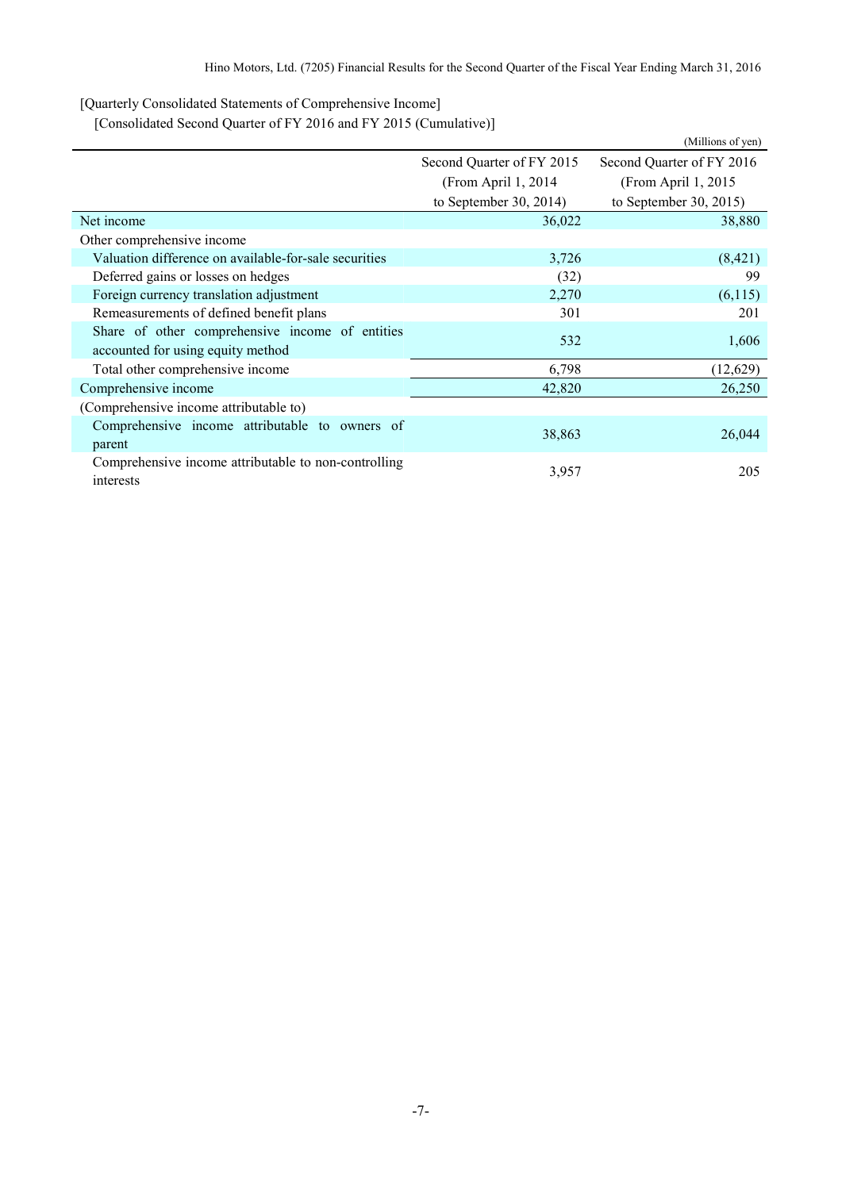[Quarterly Consolidated Statements of Comprehensive Income]

[Consolidated Second Quarter of FY 2016 and FY 2015 (Cumulative)]

(Millions of yen)

| | Second Quarter of FY 2015 (From April 1, 2014 to September 30, 2014) | Second Quarter of FY 2016 (From April 1, 2015 to September 30, 2015) |
|---|---|---|
| Net income | 36,022 | 38,880 |
| Other comprehensive income | | |
| Valuation difference on available-for-sale securities | 3,726 | (8,421) |
| Deferred gains or losses on hedges | (32) | 99 |
| Foreign currency translation adjustment | 2,270 | (6,115) |
| Remeasurements of defined benefit plans | 301 | 201 |
| Share of other comprehensive income of entities accounted for using equity method | 532 | 1,606 |
| Total other comprehensive income | 6,798 | (12,629) |
| Comprehensive income | 42,820 | 26,250 |
| (Comprehensive income attributable to) | | |
| Comprehensive income attributable to owners of parent | 38,863 | 26,044 |
| Comprehensive income attributable to non-controlling interests | 3,957 | 205 |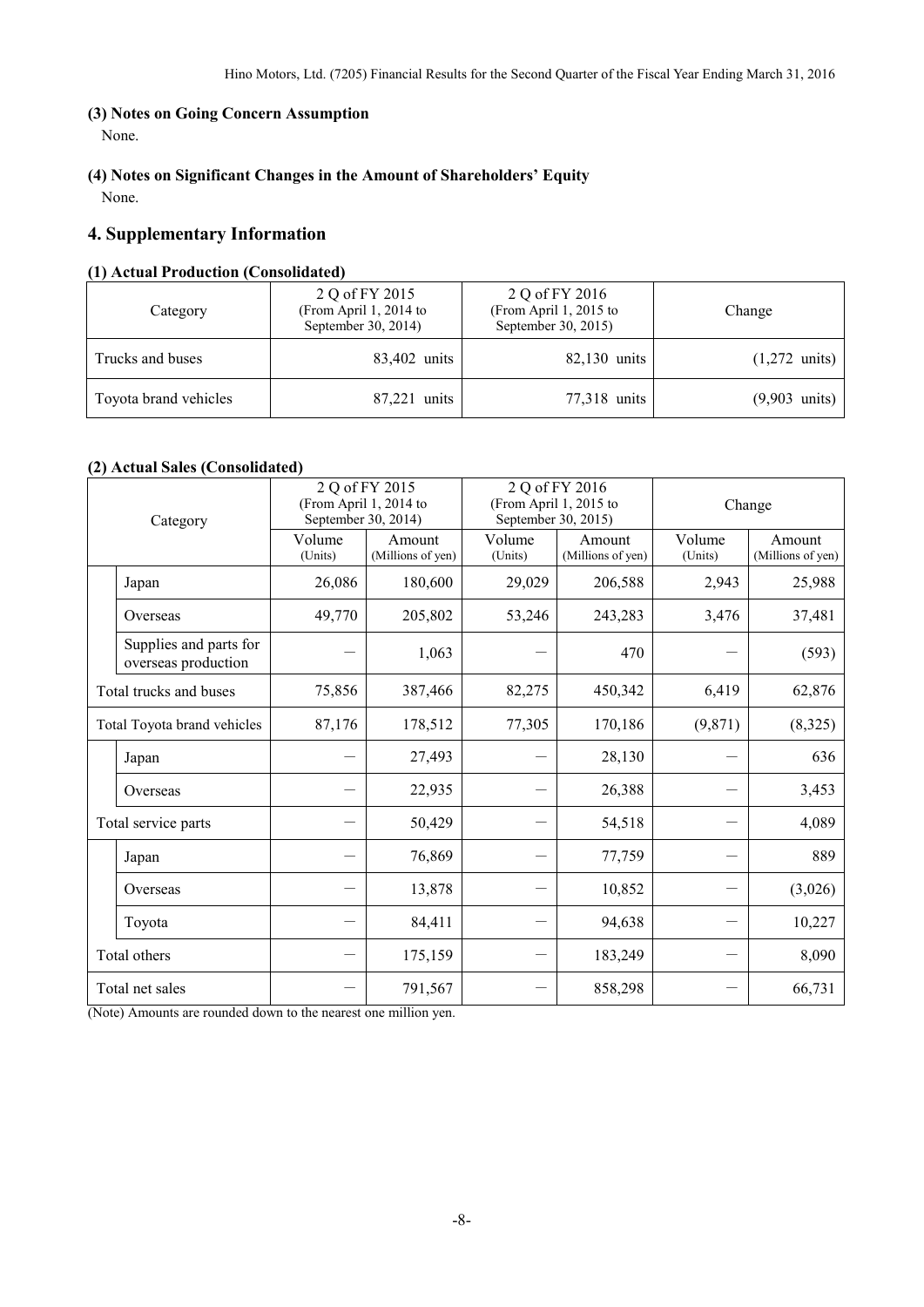### (3) Notes on Going Concern Assumption

None.

### (4) Notes on Significant Changes in the Amount of Shareholders' Equity

None.

## 4. Supplementary Information

### (1) Actual Production (Consolidated)

| Category | 2 Q of FY 2015 (From April 1, 2014 to September 30, 2014) | 2 Q of FY 2016 (From April 1, 2015 to September 30, 2015) | Change |
|---|---|---|---|
| Trucks and buses | 83,402 units | 82,130 units | (1,272 units) |
| Toyota brand vehicles | 87,221 units | 77,318 units | (9,903 units) |

### (2) Actual Sales (Consolidated)

| Category | | 2 Q of FY 2015 (From April 1, 2014 to September 30, 2014) | | 2 Q of FY 2016 (From April 1, 2015 to September 30, 2015) | | Change | |
|---|---|---|---|---|---|---|---|
| | | Volume (Units) | Amount (Millions of yen) | Volume (Units) | Amount (Millions of yen) | Volume (Units) | Amount (Millions of yen) |
| | Japan | 26,086 | 180,600 | 29,029 | 206,588 | 2,943 | 25,988 |
| | Overseas | 49,770 | 205,802 | 53,246 | 243,283 | 3,476 | 37,481 |
| | Supplies and parts for overseas production | — | 1,063 | — | 470 | — | (593) |
| Total trucks and buses | | 75,856 | 387,466 | 82,275 | 450,342 | 6,419 | 62,876 |
| Total Toyota brand vehicles | | 87,176 | 178,512 | 77,305 | 170,186 | (9,871) | (8,325) |
| | Japan | — | 27,493 | — | 28,130 | — | 636 |
| | Overseas | — | 22,935 | — | 26,388 | — | 3,453 |
| Total service parts | | — | 50,429 | — | 54,518 | — | 4,089 |
| | Japan | — | 76,869 | — | 77,759 | — | 889 |
| | Overseas | — | 13,878 | — | 10,852 | — | (3,026) |
| | Toyota | — | 84,411 | — | 94,638 | — | 10,227 |
| Total others | | — | 175,159 | — | 183,249 | — | 8,090 |
| Total net sales | | — | 791,567 | — | 858,298 | — | 66,731 |

(Note) Amounts are rounded down to the nearest one million yen.